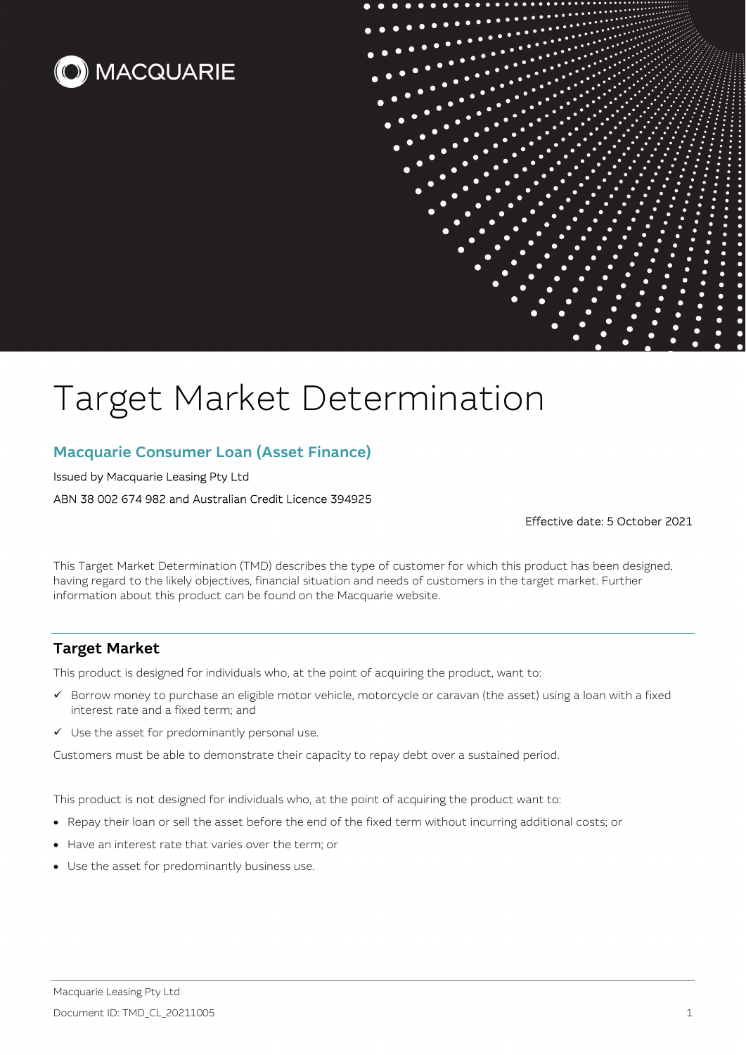MACQUARIE

# Target Market Determination

## Macquarie Consumer Loan (Asset Finance)

Issued by Macquarie Leasing Pty Ltd

ABN 38 002 674 982 and Australian Credit Licence 394925

Effective date: 5 October 2021

This Target Market Determination (TMD) describes the type of customer for which this product has been designed, having regard to the likely objectives, financial situation and needs of customers in the target market. Further information about this product can be found on the Macquarie website.

## Target Market

This product is designed for individuals who, at the point of acquiring the product, want to:

- ✓ Borrow money to purchase an eligible motor vehicle, motorcycle or caravan (the asset) using a loan with a fixed interest rate and a fixed term; and
- ✓ Use the asset for predominantly personal use.

Customers must be able to demonstrate their capacity to repay debt over a sustained period.

This product is not designed for individuals who, at the point of acquiring the product want to:

- Repay their loan or sell the asset before the end of the fixed term without incurring additional costs; or
- Have an interest rate that varies over the term; or
- Use the asset for predominantly business use.

Macquarie Leasing Pty Ltd

Document ID: TMD_CL_20211005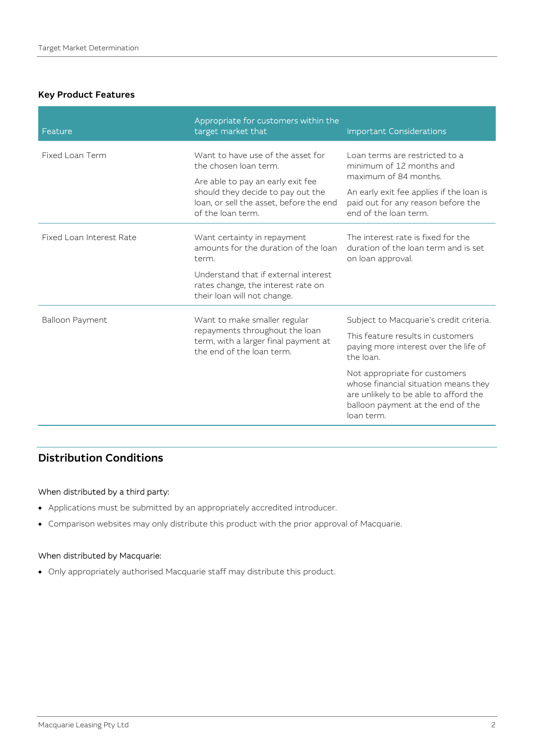### Key Product Features

| Feature | Appropriate for customers within the target market that | Important Considerations |
| --- | --- | --- |
| Fixed Loan Term | Want to have use of the asset for the chosen loan term. Are able to pay an early exit fee should they decide to pay out the loan, or sell the asset, before the end of the loan term. | Loan terms are restricted to a minimum of 12 months and maximum of 84 months. An early exit fee applies if the loan is paid out for any reason before the end of the loan term. |
| Fixed Loan Interest Rate | Want certainty in repayment amounts for the duration of the loan term. Understand that if external interest rates change, the interest rate on their loan will not change. | The interest rate is fixed for the duration of the loan term and is set on loan approval. |
| Balloon Payment | Want to make smaller regular repayments throughout the loan term, with a larger final payment at the end of the loan term. | Subject to Macquarie's credit criteria. This feature results in customers paying more interest over the life of the loan. Not appropriate for customers whose financial situation means they are unlikely to be able to afford the balloon payment at the end of the loan term. |

## Distribution Conditions

When distributed by a third party:

- Applications must be submitted by an appropriately accredited introducer.
- Comparison websites may only distribute this product with the prior approval of Macquarie.

When distributed by Macquarie:

- Only appropriately authorised Macquarie staff may distribute this product.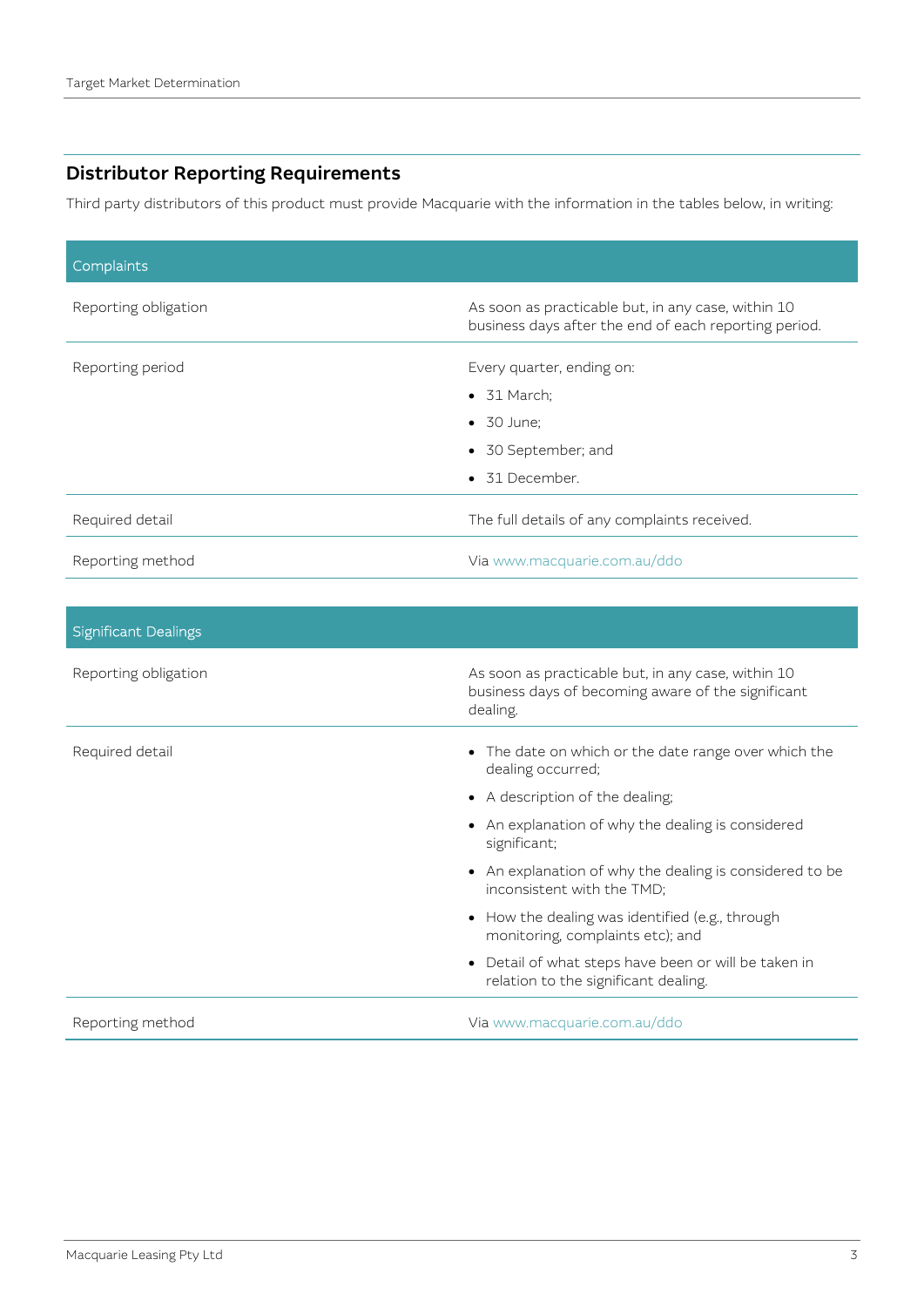## Distributor Reporting Requirements

Third party distributors of this product must provide Macquarie with the information in the tables below, in writing:

| Complaints | |
|---|---|
| Reporting obligation | As soon as practicable but, in any case, within 10 business days after the end of each reporting period. |
| Reporting period | Every quarter, ending on:<br>• 31 March;<br>• 30 June;<br>• 30 September; and<br>• 31 December. |
| Required detail | The full details of any complaints received. |
| Reporting method | Via www.macquarie.com.au/ddo |

| Significant Dealings | |
|---|---|
| Reporting obligation | As soon as practicable but, in any case, within 10 business days of becoming aware of the significant dealing. |
| Required detail | • The date on which or the date range over which the dealing occurred;<br>• A description of the dealing;<br>• An explanation of why the dealing is considered significant;<br>• An explanation of why the dealing is considered to be inconsistent with the TMD;<br>• How the dealing was identified (e.g., through monitoring, complaints etc); and<br>• Detail of what steps have been or will be taken in relation to the significant dealing. |
| Reporting method | Via www.macquarie.com.au/ddo |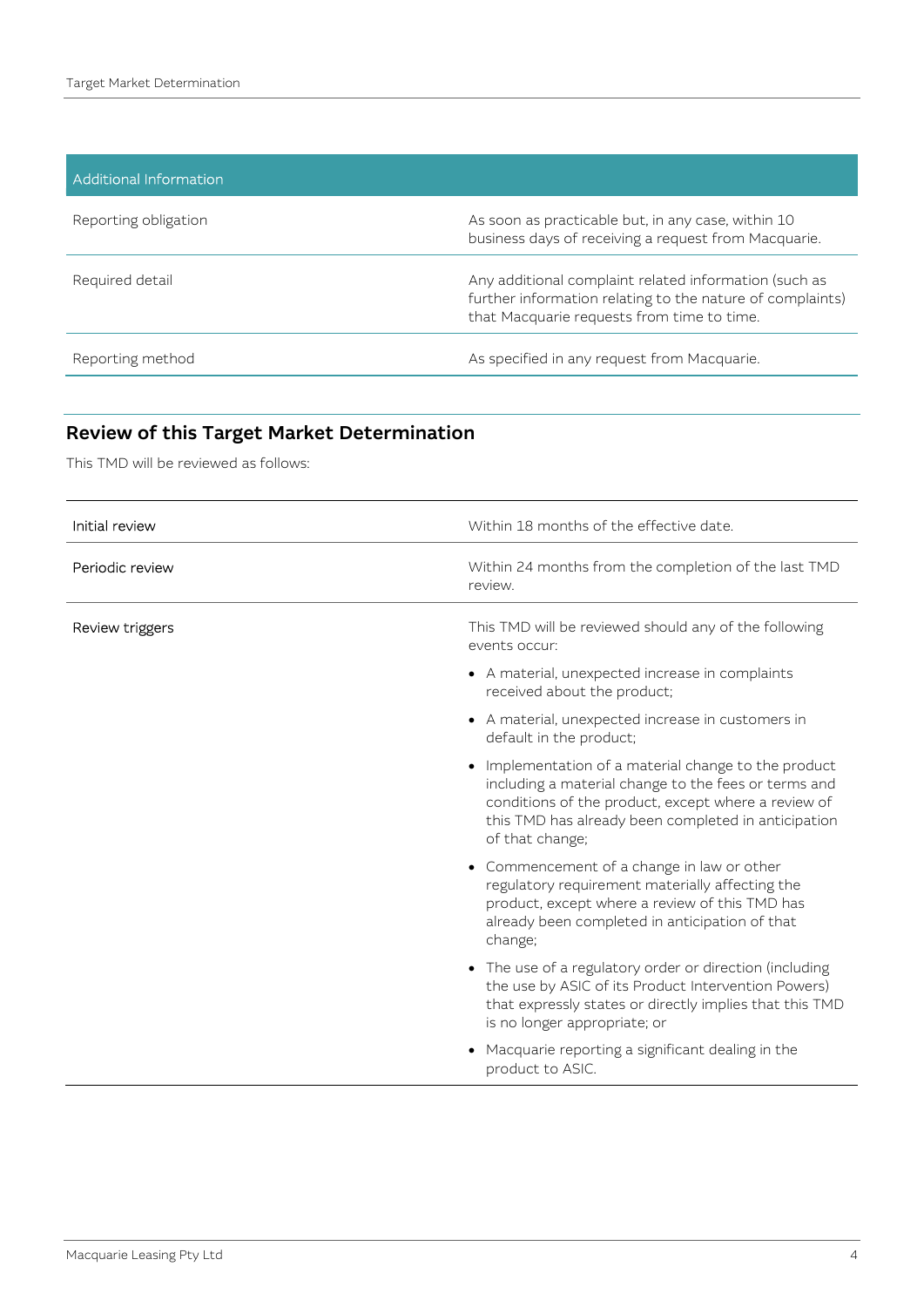| Additional Information | |
| --- | --- |
| Reporting obligation | As soon as practicable but, in any case, within 10 business days of receiving a request from Macquarie. |
| Required detail | Any additional complaint related information (such as further information relating to the nature of complaints) that Macquarie requests from time to time. |
| Reporting method | As specified in any request from Macquarie. |

## Review of this Target Market Determination

This TMD will be reviewed as follows:

| | |
| --- | --- |
| Initial review | Within 18 months of the effective date. |
| Periodic review | Within 24 months from the completion of the last TMD review. |
| Review triggers | This TMD will be reviewed should any of the following events occur:<br>• A material, unexpected increase in complaints received about the product;<br>• A material, unexpected increase in customers in default in the product;<br>• Implementation of a material change to the product including a material change to the fees or terms and conditions of the product, except where a review of this TMD has already been completed in anticipation of that change;<br>• Commencement of a change in law or other regulatory requirement materially affecting the product, except where a review of this TMD has already been completed in anticipation of that change;<br>• The use of a regulatory order or direction (including the use by ASIC of its Product Intervention Powers) that expressly states or directly implies that this TMD is no longer appropriate; or<br>• Macquarie reporting a significant dealing in the product to ASIC. |